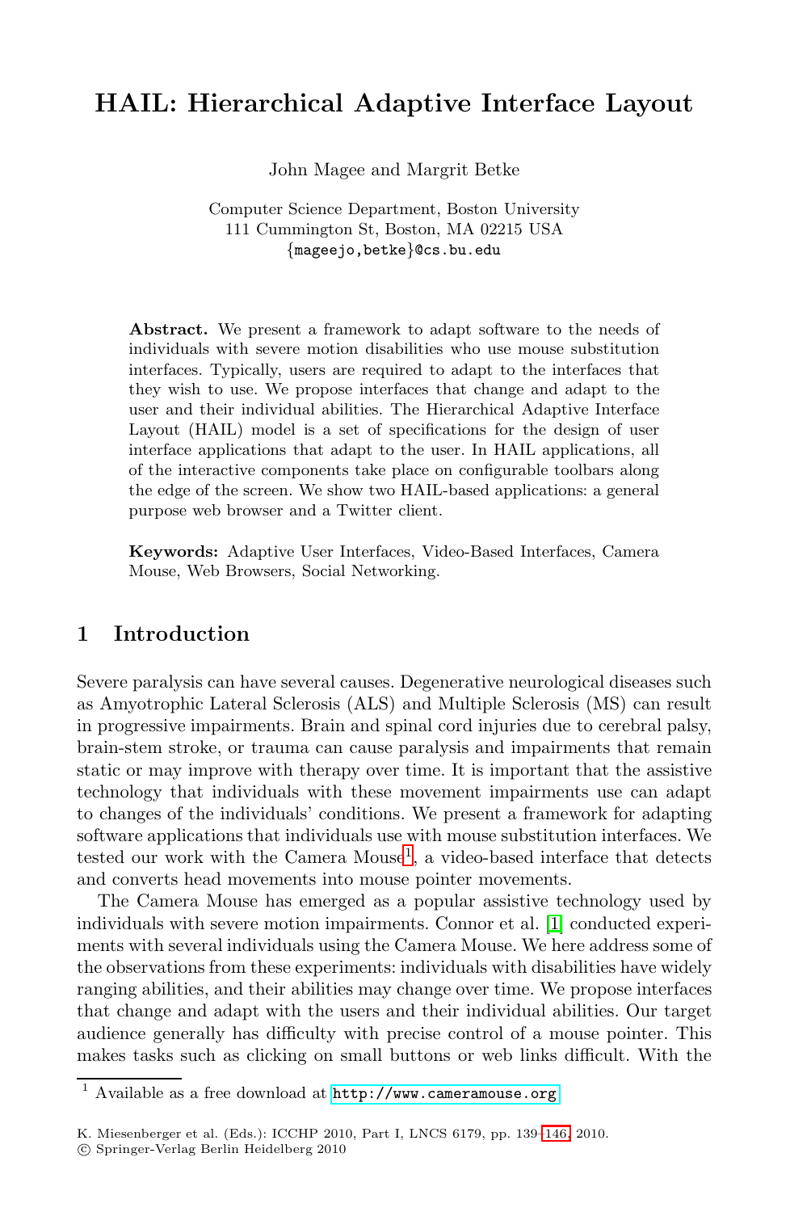# HAIL: Hierarchical Adaptive Interface Layout

John Magee and Margrit Betke

Computer Science Department, Boston University
111 Cummington St, Boston, MA 02215 USA
{mageejo,betke}@cs.bu.edu

**Abstract.** We present a framework to adapt software to the needs of individuals with severe motion disabilities who use mouse substitution interfaces. Typically, users are required to adapt to the interfaces that they wish to use. We propose interfaces that change and adapt to the user and their individual abilities. The Hierarchical Adaptive Interface Layout (HAIL) model is a set of specifications for the design of user interface applications that adapt to the user. In HAIL applications, all of the interactive components take place on configurable toolbars along the edge of the screen. We show two HAIL-based applications: a general purpose web browser and a Twitter client.

**Keywords:** Adaptive User Interfaces, Video-Based Interfaces, Camera Mouse, Web Browsers, Social Networking.

## 1 Introduction

Severe paralysis can have several causes. Degenerative neurological diseases such as Amyotrophic Lateral Sclerosis (ALS) and Multiple Sclerosis (MS) can result in progressive impairments. Brain and spinal cord injuries due to cerebral palsy, brain-stem stroke, or trauma can cause paralysis and impairments that remain static or may improve with therapy over time. It is important that the assistive technology that individuals with these movement impairments use can adapt to changes of the individuals' conditions. We present a framework for adapting software applications that individuals use with mouse substitution interfaces. We tested our work with the Camera Mouse[1], a video-based interface that detects and converts head movements into mouse pointer movements.

The Camera Mouse has emerged as a popular assistive technology used by individuals with severe motion impairments. Connor et al. [1] conducted experiments with several individuals using the Camera Mouse. We here address some of the observations from these experiments: individuals with disabilities have widely ranging abilities, and their abilities may change over time. We propose interfaces that change and adapt with the users and their individual abilities. Our target audience generally has difficulty with precise control of a mouse pointer. This makes tasks such as clicking on small buttons or web links difficult. With the

[1] Available as a free download at http://www.cameramouse.org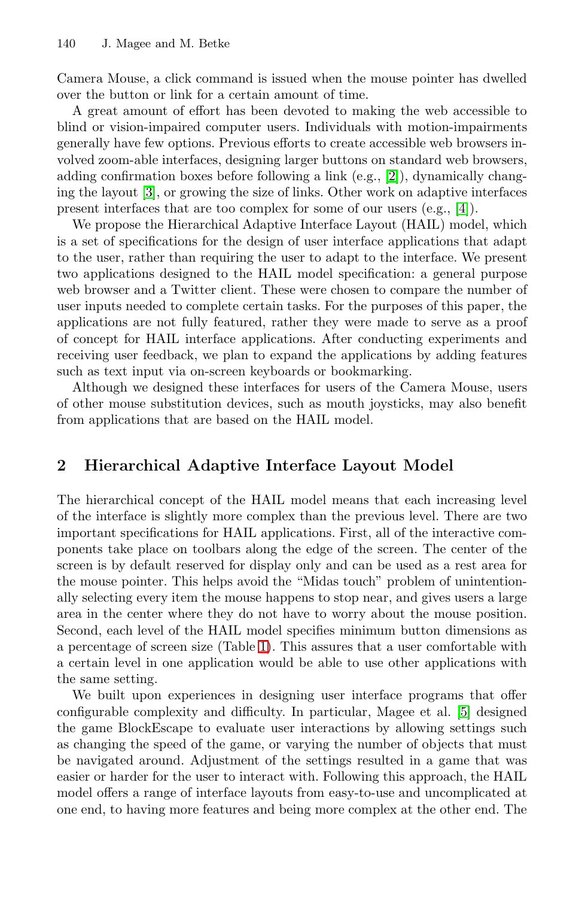Camera Mouse, a click command is issued when the mouse pointer has dwelled over the button or link for a certain amount of time.

A great amount of effort has been devoted to making the web accessible to blind or vision-impaired computer users. Individuals with motion-impairments generally have few options. Previous efforts to create accessible web browsers involved zoom-able interfaces, designing larger buttons on standard web browsers, adding confirmation boxes before following a link (e.g., [2]), dynamically changing the layout [3], or growing the size of links. Other work on adaptive interfaces present interfaces that are too complex for some of our users (e.g., [4]).

We propose the Hierarchical Adaptive Interface Layout (HAIL) model, which is a set of specifications for the design of user interface applications that adapt to the user, rather than requiring the user to adapt to the interface. We present two applications designed to the HAIL model specification: a general purpose web browser and a Twitter client. These were chosen to compare the number of user inputs needed to complete certain tasks. For the purposes of this paper, the applications are not fully featured, rather they were made to serve as a proof of concept for HAIL interface applications. After conducting experiments and receiving user feedback, we plan to expand the applications by adding features such as text input via on-screen keyboards or bookmarking.

Although we designed these interfaces for users of the Camera Mouse, users of other mouse substitution devices, such as mouth joysticks, may also benefit from applications that are based on the HAIL model.

## 2 Hierarchical Adaptive Interface Layout Model

The hierarchical concept of the HAIL model means that each increasing level of the interface is slightly more complex than the previous level. There are two important specifications for HAIL applications. First, all of the interactive components take place on toolbars along the edge of the screen. The center of the screen is by default reserved for display only and can be used as a rest area for the mouse pointer. This helps avoid the "Midas touch" problem of unintentionally selecting every item the mouse happens to stop near, and gives users a large area in the center where they do not have to worry about the mouse position. Second, each level of the HAIL model specifies minimum button dimensions as a percentage of screen size (Table 1). This assures that a user comfortable with a certain level in one application would be able to use other applications with the same setting.

We built upon experiences in designing user interface programs that offer configurable complexity and difficulty. In particular, Magee et al. [5] designed the game BlockEscape to evaluate user interactions by allowing settings such as changing the speed of the game, or varying the number of objects that must be navigated around. Adjustment of the settings resulted in a game that was easier or harder for the user to interact with. Following this approach, the HAIL model offers a range of interface layouts from easy-to-use and uncomplicated at one end, to having more features and being more complex at the other end. The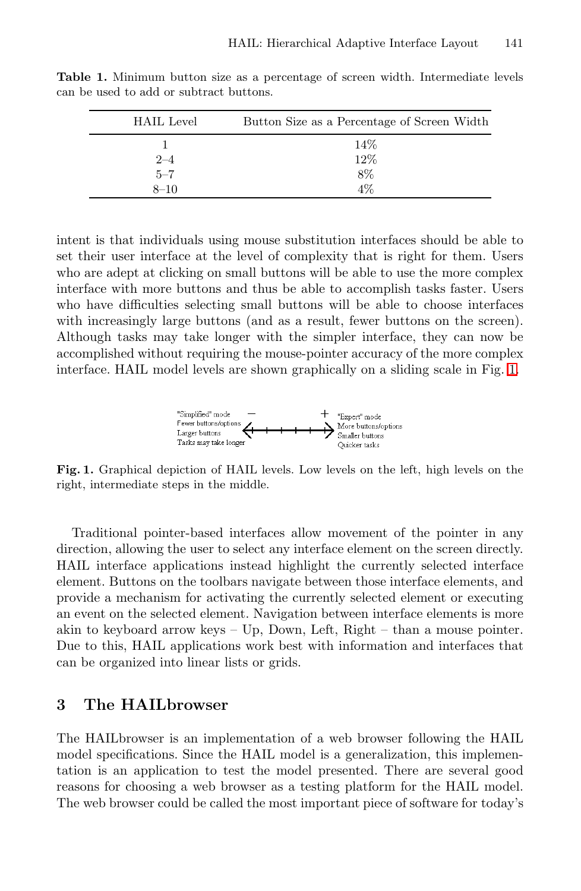**Table 1.** Minimum button size as a percentage of screen width. Intermediate levels can be used to add or subtract buttons.

| HAIL Level | Button Size as a Percentage of Screen Width |
|---|---|
| 1 | 14% |
| 2–4 | 12% |
| 5–7 | 8% |
| 8–10 | 4% |

intent is that individuals using mouse substitution interfaces should be able to set their user interface at the level of complexity that is right for them. Users who are adept at clicking on small buttons will be able to use the more complex interface with more buttons and thus be able to accomplish tasks faster. Users who have difficulties selecting small buttons will be able to choose interfaces with increasingly large buttons (and as a result, fewer buttons on the screen). Although tasks may take longer with the simpler interface, they can now be accomplished without requiring the mouse-pointer accuracy of the more complex interface. HAIL model levels are shown graphically on a sliding scale in Fig. 1.

"Simplified" mode
Fewer buttons/options
Larger buttons
Tasks may take longer

"Expert" mode
More buttons/options
Smaller buttons
Quicker tasks

**Fig. 1.** Graphical depiction of HAIL levels. Low levels on the left, high levels on the right, intermediate steps in the middle.

Traditional pointer-based interfaces allow movement of the pointer in any direction, allowing the user to select any interface element on the screen directly. HAIL interface applications instead highlight the currently selected interface element. Buttons on the toolbars navigate between those interface elements, and provide a mechanism for activating the currently selected element or executing an event on the selected element. Navigation between interface elements is more akin to keyboard arrow keys – Up, Down, Left, Right – than a mouse pointer. Due to this, HAIL applications work best with information and interfaces that can be organized into linear lists or grids.

## 3 The HAILbrowser

The HAILbrowser is an implementation of a web browser following the HAIL model specifications. Since the HAIL model is a generalization, this implementation is an application to test the model presented. There are several good reasons for choosing a web browser as a testing platform for the HAIL model. The web browser could be called the most important piece of software for today's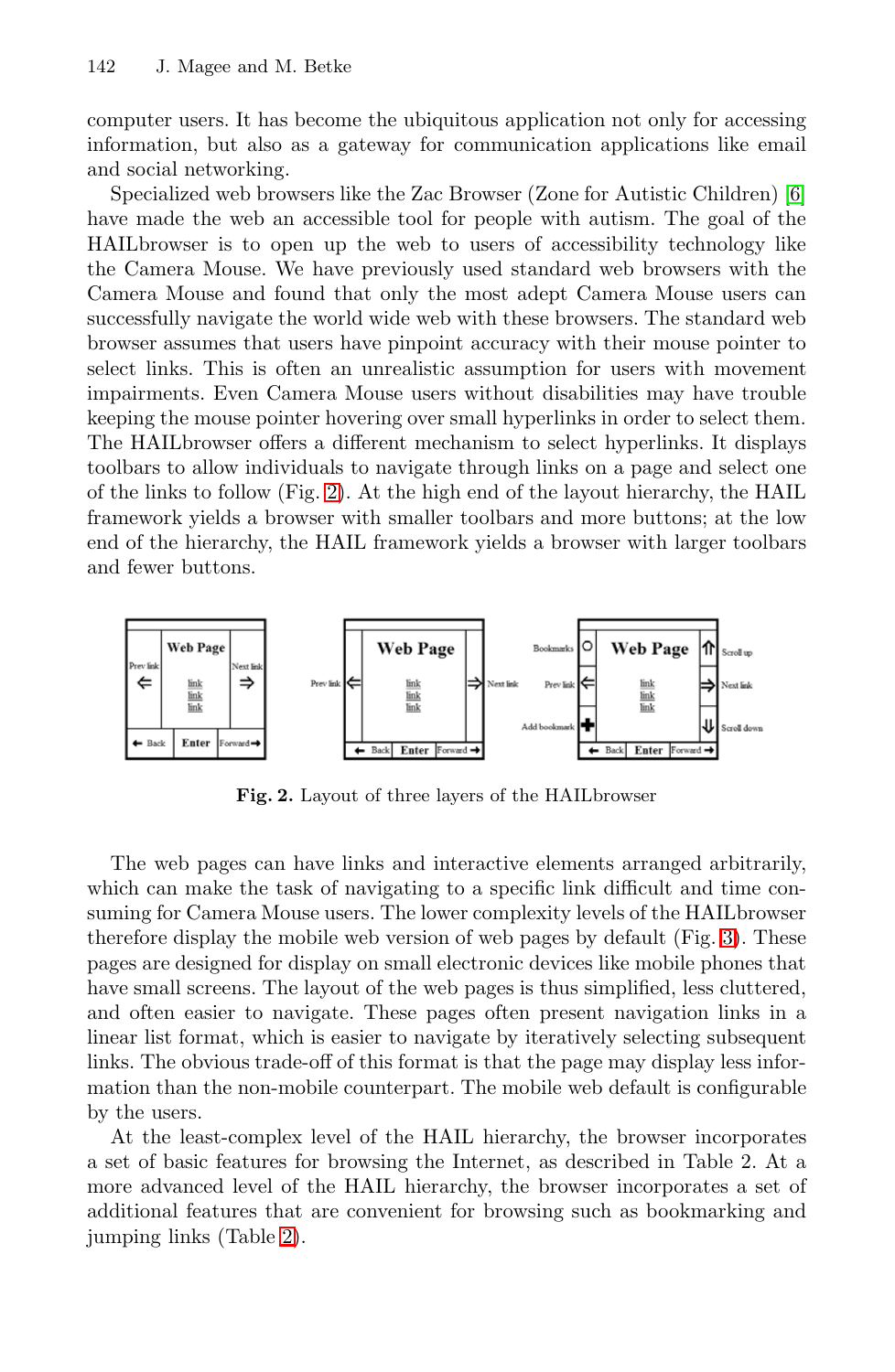computer users. It has become the ubiquitous application not only for accessing information, but also as a gateway for communication applications like email and social networking.

Specialized web browsers like the Zac Browser (Zone for Autistic Children) [6] have made the web an accessible tool for people with autism. The goal of the HAILbrowser is to open up the web to users of accessibility technology like the Camera Mouse. We have previously used standard web browsers with the Camera Mouse and found that only the most adept Camera Mouse users can successfully navigate the world wide web with these browsers. The standard web browser assumes that users have pinpoint accuracy with their mouse pointer to select links. This is often an unrealistic assumption for users with movement impairments. Even Camera Mouse users without disabilities may have trouble keeping the mouse pointer hovering over small hyperlinks in order to select them. The HAILbrowser offers a different mechanism to select hyperlinks. It displays toolbars to allow individuals to navigate through links on a page and select one of the links to follow (Fig. 2). At the high end of the layout hierarchy, the HAIL framework yields a browser with smaller toolbars and more buttons; at the low end of the hierarchy, the HAIL framework yields a browser with larger toolbars and fewer buttons.

Web Page
Prev link
Next link
link
link
link
Back
Enter
Forward

Web Page
Prev link
Next link
link
link
link
Back
Enter
Forward

Bookmarks
Web Page
Scroll up
Prev link
Next link
link
link
link
Add bookmark
Scroll down
Back
Enter
Forward

**Fig. 2.** Layout of three layers of the HAILbrowser

The web pages can have links and interactive elements arranged arbitrarily, which can make the task of navigating to a specific link difficult and time consuming for Camera Mouse users. The lower complexity levels of the HAILbrowser therefore display the mobile web version of web pages by default (Fig. 3). These pages are designed for display on small electronic devices like mobile phones that have small screens. The layout of the web pages is thus simplified, less cluttered, and often easier to navigate. These pages often present navigation links in a linear list format, which is easier to navigate by iteratively selecting subsequent links. The obvious trade-off of this format is that the page may display less information than the non-mobile counterpart. The mobile web default is configurable by the users.

At the least-complex level of the HAIL hierarchy, the browser incorporates a set of basic features for browsing the Internet, as described in Table 2. At a more advanced level of the HAIL hierarchy, the browser incorporates a set of additional features that are convenient for browsing such as bookmarking and jumping links (Table 2).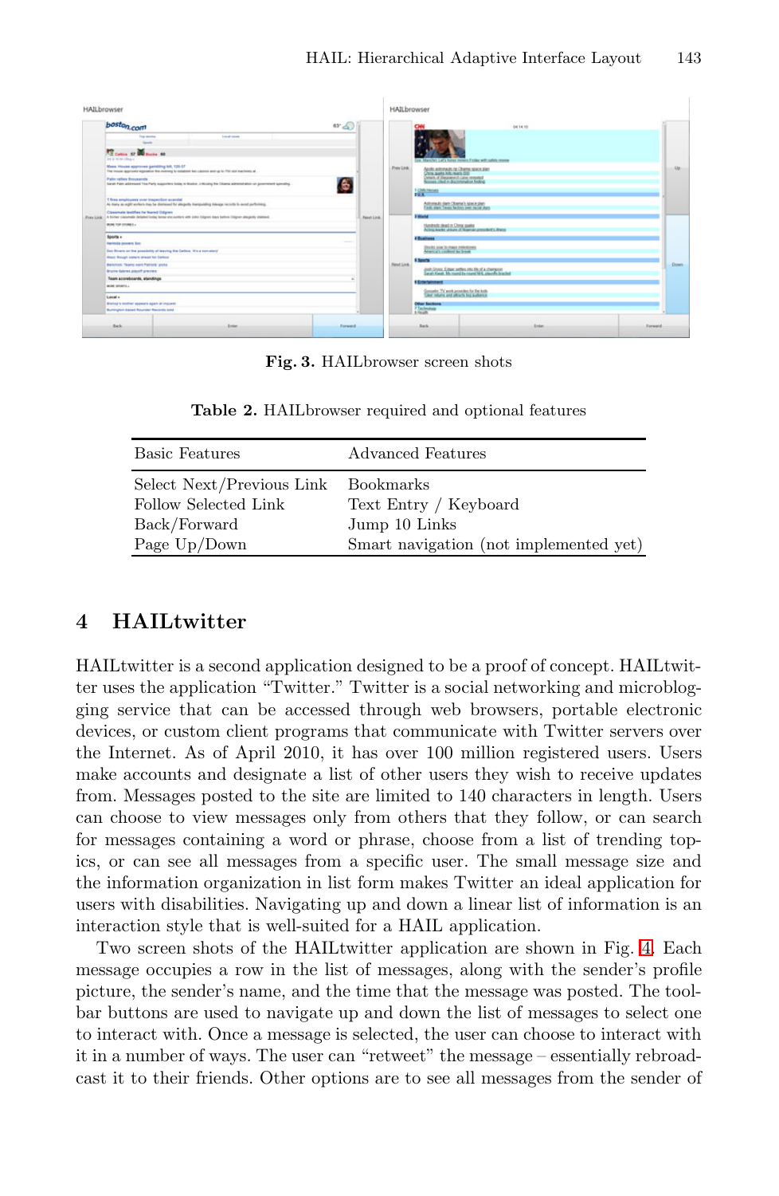Fig. 3. HAILbrowser screen shots

Table 2. HAILbrowser required and optional features

| Basic Features | Advanced Features |
| --- | --- |
| Select Next/Previous Link | Bookmarks |
| Follow Selected Link | Text Entry / Keyboard |
| Back/Forward | Jump 10 Links |
| Page Up/Down | Smart navigation (not implemented yet) |

## 4 HAILtwitter

HAILtwitter is a second application designed to be a proof of concept. HAILtwitter uses the application "Twitter." Twitter is a social networking and microblogging service that can be accessed through web browsers, portable electronic devices, or custom client programs that communicate with Twitter servers over the Internet. As of April 2010, it has over 100 million registered users. Users make accounts and designate a list of other users they wish to receive updates from. Messages posted to the site are limited to 140 characters in length. Users can choose to view messages only from others that they follow, or can search for messages containing a word or phrase, choose from a list of trending topics, or can see all messages from a specific user. The small message size and the information organization in list form makes Twitter an ideal application for users with disabilities. Navigating up and down a linear list of information is an interaction style that is well-suited for a HAIL application.

Two screen shots of the HAILtwitter application are shown in Fig. 4. Each message occupies a row in the list of messages, along with the sender's profile picture, the sender's name, and the time that the message was posted. The toolbar buttons are used to navigate up and down the list of messages to select one to interact with. Once a message is selected, the user can choose to interact with it in a number of ways. The user can "retweet" the message – essentially rebroadcast it to their friends. Other options are to see all messages from the sender of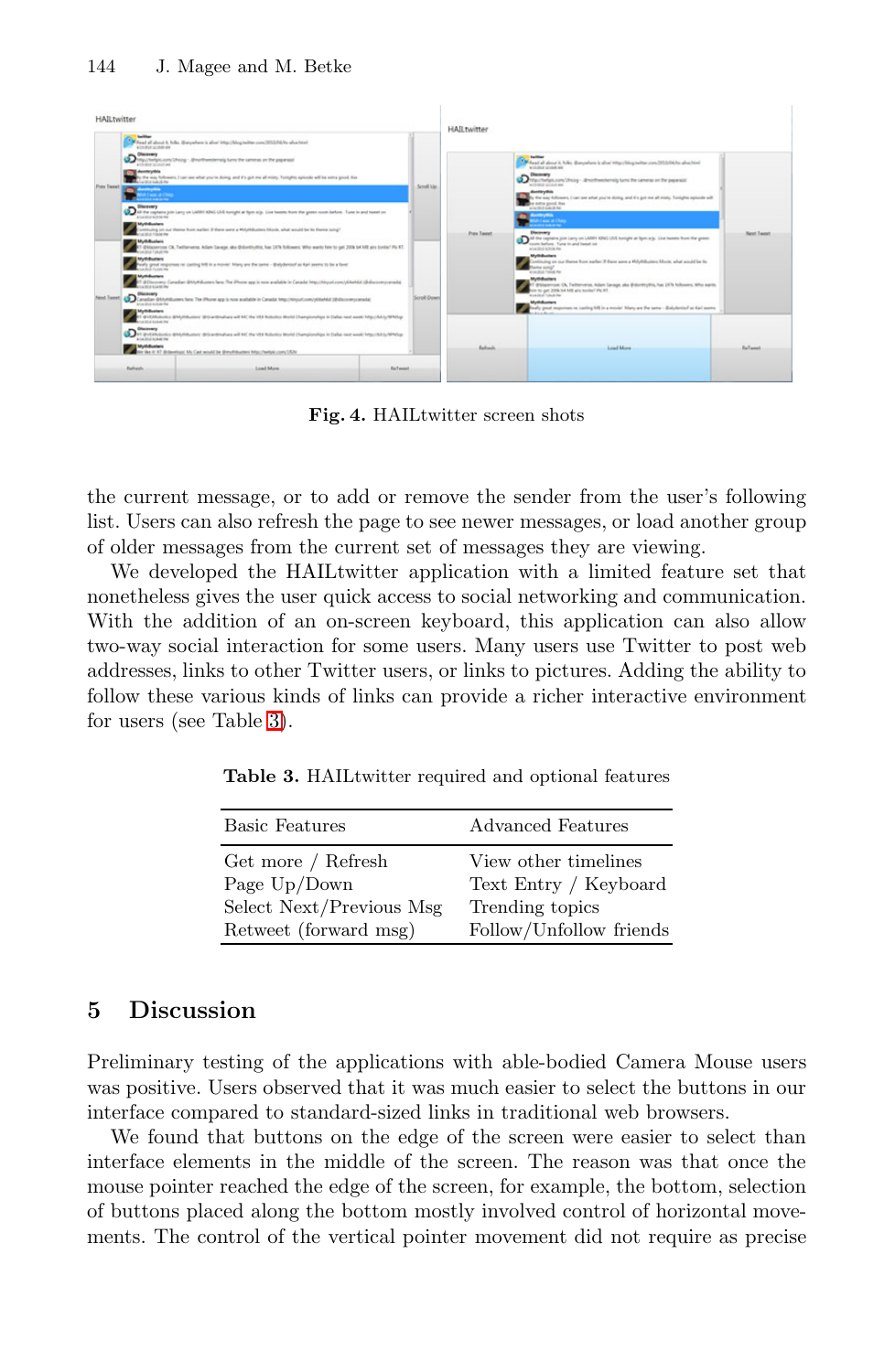Fig. 4. HAILtwitter screen shots

the current message, or to add or remove the sender from the user's following list. Users can also refresh the page to see newer messages, or load another group of older messages from the current set of messages they are viewing.

We developed the HAILtwitter application with a limited feature set that nonetheless gives the user quick access to social networking and communication. With the addition of an on-screen keyboard, this application can also allow two-way social interaction for some users. Many users use Twitter to post web addresses, links to other Twitter users, or links to pictures. Adding the ability to follow these various kinds of links can provide a richer interactive environment for users (see Table 3).

**Table 3.** HAILtwitter required and optional features

| Basic Features | Advanced Features |
|---|---|
| Get more / Refresh | View other timelines |
| Page Up/Down | Text Entry / Keyboard |
| Select Next/Previous Msg | Trending topics |
| Retweet (forward msg) | Follow/Unfollow friends |

## 5 Discussion

Preliminary testing of the applications with able-bodied Camera Mouse users was positive. Users observed that it was much easier to select the buttons in our interface compared to standard-sized links in traditional web browsers.

We found that buttons on the edge of the screen were easier to select than interface elements in the middle of the screen. The reason was that once the mouse pointer reached the edge of the screen, for example, the bottom, selection of buttons placed along the bottom mostly involved control of horizontal movements. The control of the vertical pointer movement did not require as precise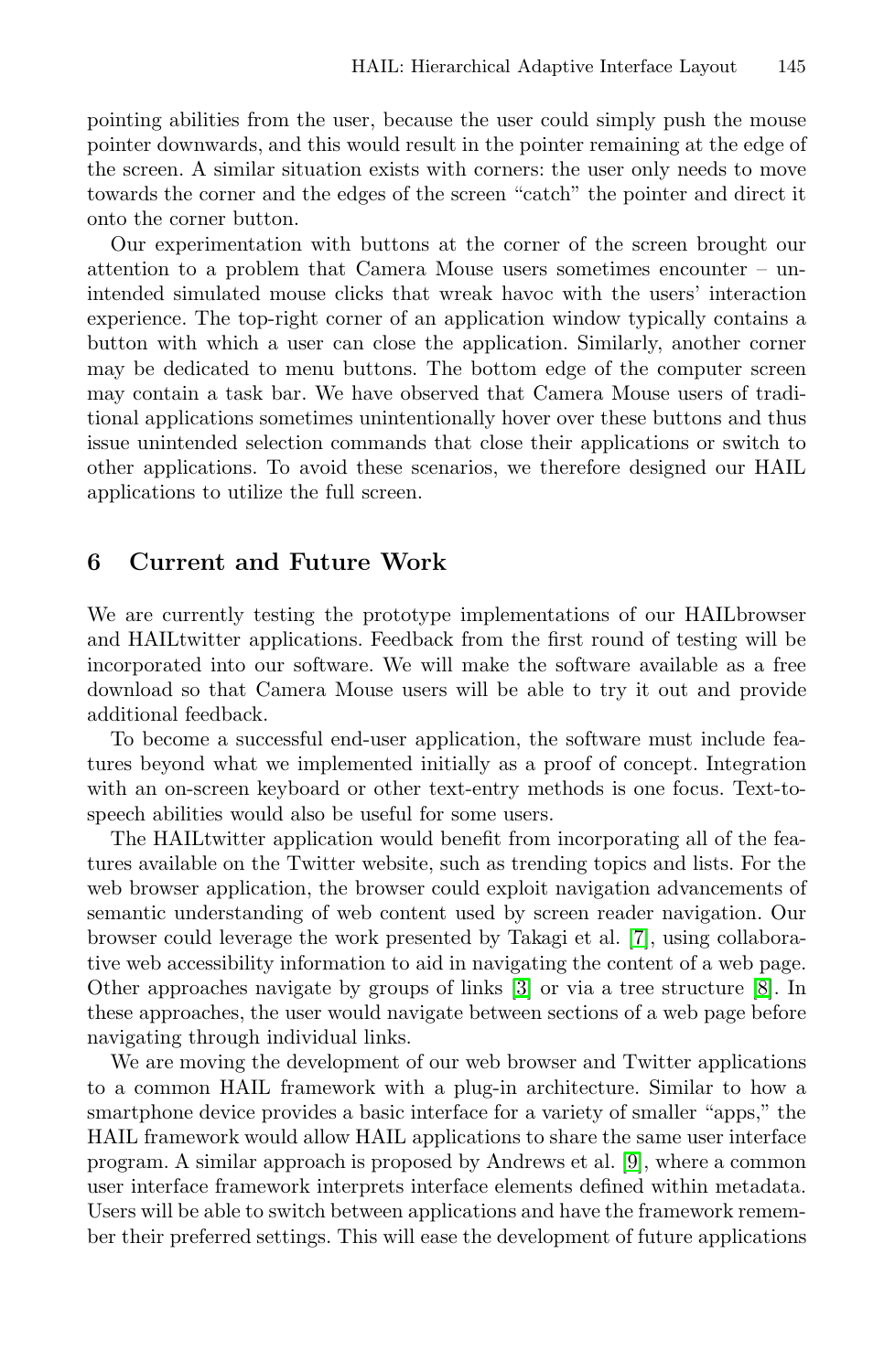pointing abilities from the user, because the user could simply push the mouse pointer downwards, and this would result in the pointer remaining at the edge of the screen. A similar situation exists with corners: the user only needs to move towards the corner and the edges of the screen "catch" the pointer and direct it onto the corner button.

Our experimentation with buttons at the corner of the screen brought our attention to a problem that Camera Mouse users sometimes encounter – unintended simulated mouse clicks that wreak havoc with the users' interaction experience. The top-right corner of an application window typically contains a button with which a user can close the application. Similarly, another corner may be dedicated to menu buttons. The bottom edge of the computer screen may contain a task bar. We have observed that Camera Mouse users of traditional applications sometimes unintentionally hover over these buttons and thus issue unintended selection commands that close their applications or switch to other applications. To avoid these scenarios, we therefore designed our HAIL applications to utilize the full screen.

## 6 Current and Future Work

We are currently testing the prototype implementations of our HAILbrowser and HAILtwitter applications. Feedback from the first round of testing will be incorporated into our software. We will make the software available as a free download so that Camera Mouse users will be able to try it out and provide additional feedback.

To become a successful end-user application, the software must include features beyond what we implemented initially as a proof of concept. Integration with an on-screen keyboard or other text-entry methods is one focus. Text-to-speech abilities would also be useful for some users.

The HAILtwitter application would benefit from incorporating all of the features available on the Twitter website, such as trending topics and lists. For the web browser application, the browser could exploit navigation advancements of semantic understanding of web content used by screen reader navigation. Our browser could leverage the work presented by Takagi et al. [7], using collaborative web accessibility information to aid in navigating the content of a web page. Other approaches navigate by groups of links [3] or via a tree structure [8]. In these approaches, the user would navigate between sections of a web page before navigating through individual links.

We are moving the development of our web browser and Twitter applications to a common HAIL framework with a plug-in architecture. Similar to how a smartphone device provides a basic interface for a variety of smaller "apps," the HAIL framework would allow HAIL applications to share the same user interface program. A similar approach is proposed by Andrews et al. [9], where a common user interface framework interprets interface elements defined within metadata. Users will be able to switch between applications and have the framework remember their preferred settings. This will ease the development of future applications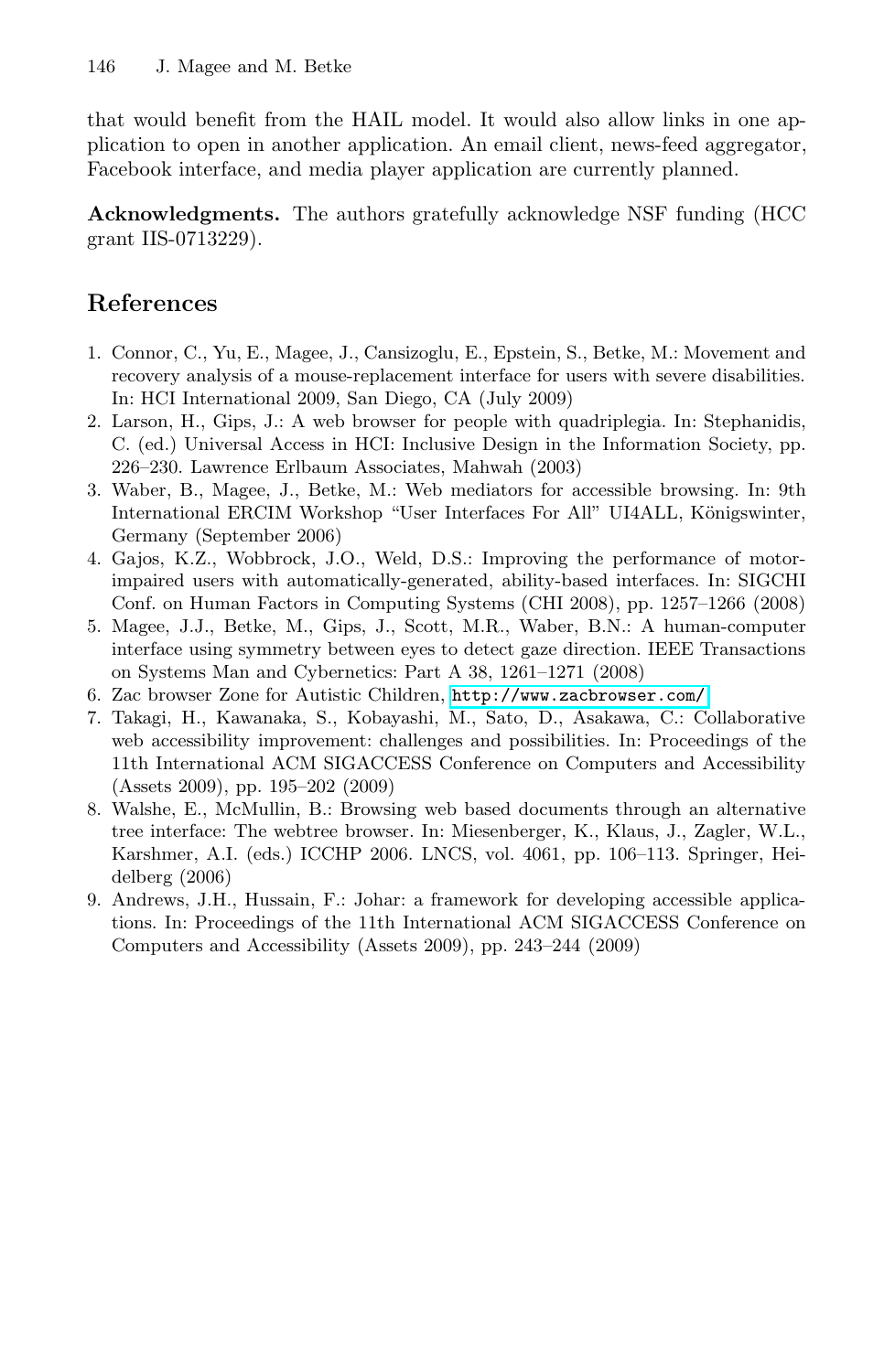that would benefit from the HAIL model. It would also allow links in one application to open in another application. An email client, news-feed aggregator, Facebook interface, and media player application are currently planned.

**Acknowledgments.** The authors gratefully acknowledge NSF funding (HCC grant IIS-0713229).

## References

1. Connor, C., Yu, E., Magee, J., Cansizoglu, E., Epstein, S., Betke, M.: Movement and recovery analysis of a mouse-replacement interface for users with severe disabilities. In: HCI International 2009, San Diego, CA (July 2009)
2. Larson, H., Gips, J.: A web browser for people with quadriplegia. In: Stephanidis, C. (ed.) Universal Access in HCI: Inclusive Design in the Information Society, pp. 226–230. Lawrence Erlbaum Associates, Mahwah (2003)
3. Waber, B., Magee, J., Betke, M.: Web mediators for accessible browsing. In: 9th International ERCIM Workshop "User Interfaces For All" UI4ALL, Königswinter, Germany (September 2006)
4. Gajos, K.Z., Wobbrock, J.O., Weld, D.S.: Improving the performance of motor-impaired users with automatically-generated, ability-based interfaces. In: SIGCHI Conf. on Human Factors in Computing Systems (CHI 2008), pp. 1257–1266 (2008)
5. Magee, J.J., Betke, M., Gips, J., Scott, M.R., Waber, B.N.: A human-computer interface using symmetry between eyes to detect gaze direction. IEEE Transactions on Systems Man and Cybernetics: Part A 38, 1261–1271 (2008)
6. Zac browser Zone for Autistic Children, http://www.zacbrowser.com/
7. Takagi, H., Kawanaka, S., Kobayashi, M., Sato, D., Asakawa, C.: Collaborative web accessibility improvement: challenges and possibilities. In: Proceedings of the 11th International ACM SIGACCESS Conference on Computers and Accessibility (Assets 2009), pp. 195–202 (2009)
8. Walshe, E., McMullin, B.: Browsing web based documents through an alternative tree interface: The webtree browser. In: Miesenberger, K., Klaus, J., Zagler, W.L., Karshmer, A.I. (eds.) ICCHP 2006. LNCS, vol. 4061, pp. 106–113. Springer, Heidelberg (2006)
9. Andrews, J.H., Hussain, F.: Johar: a framework for developing accessible applications. In: Proceedings of the 11th International ACM SIGACCESS Conference on Computers and Accessibility (Assets 2009), pp. 243–244 (2009)